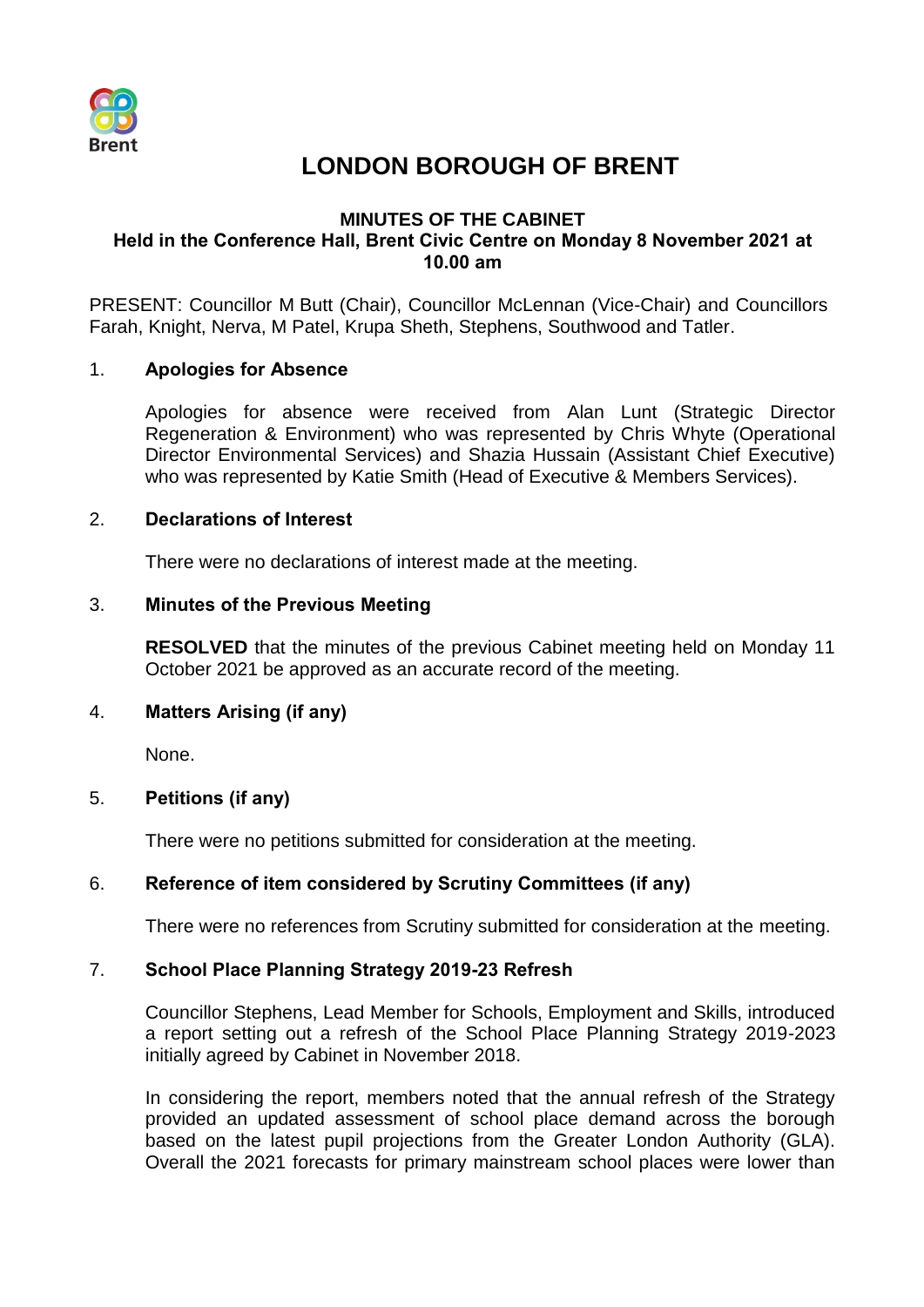# LONDON BOROUGH OF BRENT

## MINUTES OF THE CABINET
## Held in the Conference Hall, Brent Civic Centre on Monday 8 November 2021 at 10.00 am

PRESENT: Councillor M Butt (Chair), Councillor McLennan (Vice-Chair) and Councillors Farah, Knight, Nerva, M Patel, Krupa Sheth, Stephens, Southwood and Tatler.

### 1. Apologies for Absence

Apologies for absence were received from Alan Lunt (Strategic Director Regeneration & Environment) who was represented by Chris Whyte (Operational Director Environmental Services) and Shazia Hussain (Assistant Chief Executive) who was represented by Katie Smith (Head of Executive & Members Services).

### 2. Declarations of Interest

There were no declarations of interest made at the meeting.

### 3. Minutes of the Previous Meeting

**RESOLVED** that the minutes of the previous Cabinet meeting held on Monday 11 October 2021 be approved as an accurate record of the meeting.

### 4. Matters Arising (if any)

None.

### 5. Petitions (if any)

There were no petitions submitted for consideration at the meeting.

### 6. Reference of item considered by Scrutiny Committees (if any)

There were no references from Scrutiny submitted for consideration at the meeting.

### 7. School Place Planning Strategy 2019-23 Refresh

Councillor Stephens, Lead Member for Schools, Employment and Skills, introduced a report setting out a refresh of the School Place Planning Strategy 2019-2023 initially agreed by Cabinet in November 2018.

In considering the report, members noted that the annual refresh of the Strategy provided an updated assessment of school place demand across the borough based on the latest pupil projections from the Greater London Authority (GLA). Overall the 2021 forecasts for primary mainstream school places were lower than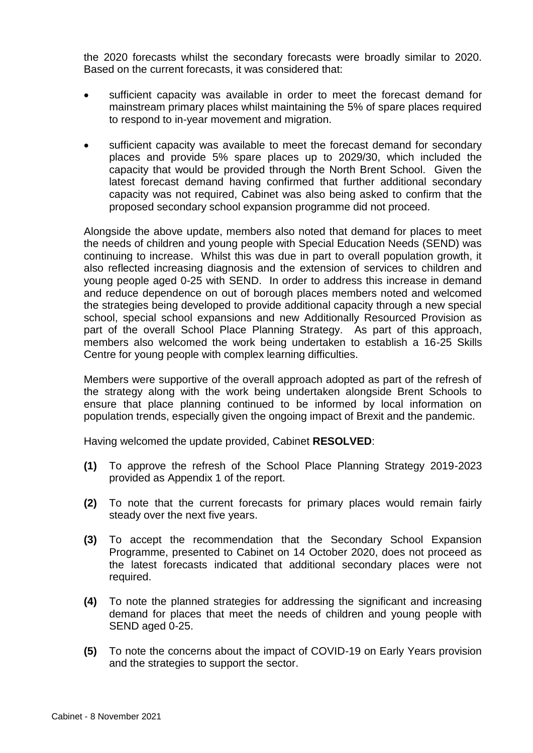the 2020 forecasts whilst the secondary forecasts were broadly similar to 2020. Based on the current forecasts, it was considered that:

- sufficient capacity was available in order to meet the forecast demand for mainstream primary places whilst maintaining the 5% of spare places required to respond to in-year movement and migration.

- sufficient capacity was available to meet the forecast demand for secondary places and provide 5% spare places up to 2029/30, which included the capacity that would be provided through the North Brent School. Given the latest forecast demand having confirmed that further additional secondary capacity was not required, Cabinet was also being asked to confirm that the proposed secondary school expansion programme did not proceed.

Alongside the above update, members also noted that demand for places to meet the needs of children and young people with Special Education Needs (SEND) was continuing to increase. Whilst this was due in part to overall population growth, it also reflected increasing diagnosis and the extension of services to children and young people aged 0-25 with SEND. In order to address this increase in demand and reduce dependence on out of borough places members noted and welcomed the strategies being developed to provide additional capacity through a new special school, special school expansions and new Additionally Resourced Provision as part of the overall School Place Planning Strategy. As part of this approach, members also welcomed the work being undertaken to establish a 16-25 Skills Centre for young people with complex learning difficulties.

Members were supportive of the overall approach adopted as part of the refresh of the strategy along with the work being undertaken alongside Brent Schools to ensure that place planning continued to be informed by local information on population trends, especially given the ongoing impact of Brexit and the pandemic.

Having welcomed the update provided, Cabinet **RESOLVED**:

**(1)** To approve the refresh of the School Place Planning Strategy 2019-2023 provided as Appendix 1 of the report.

**(2)** To note that the current forecasts for primary places would remain fairly steady over the next five years.

**(3)** To accept the recommendation that the Secondary School Expansion Programme, presented to Cabinet on 14 October 2020, does not proceed as the latest forecasts indicated that additional secondary places were not required.

**(4)** To note the planned strategies for addressing the significant and increasing demand for places that meet the needs of children and young people with SEND aged 0-25.

**(5)** To note the concerns about the impact of COVID-19 on Early Years provision and the strategies to support the sector.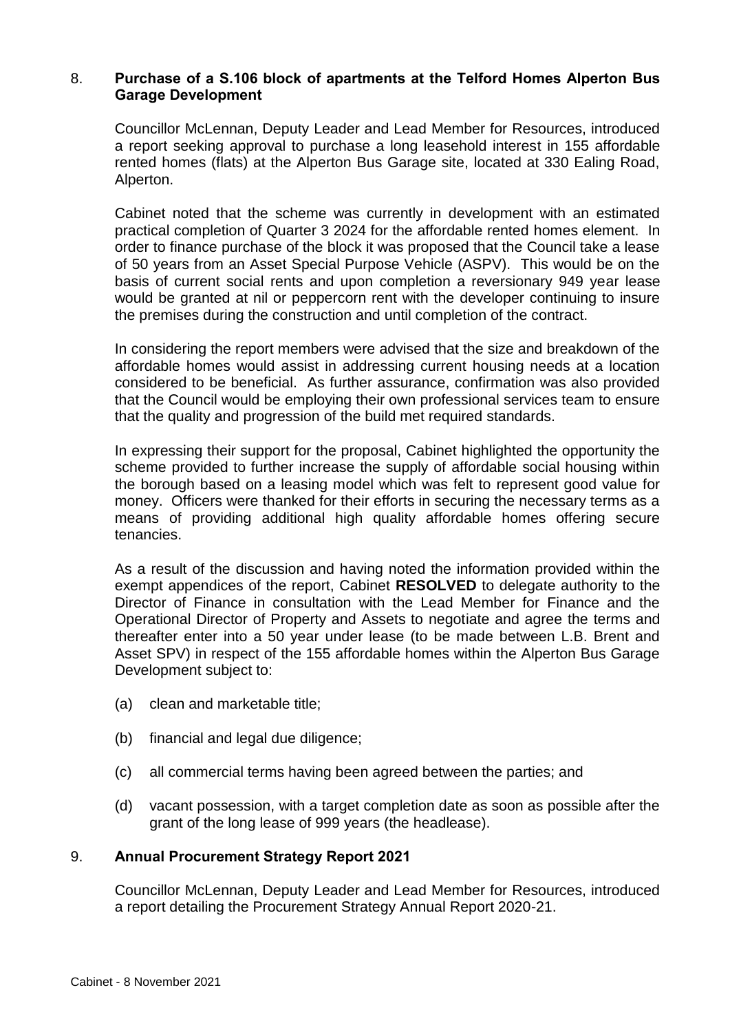## 8. Purchase of a S.106 block of apartments at the Telford Homes Alperton Bus Garage Development

Councillor McLennan, Deputy Leader and Lead Member for Resources, introduced a report seeking approval to purchase a long leasehold interest in 155 affordable rented homes (flats) at the Alperton Bus Garage site, located at 330 Ealing Road, Alperton.

Cabinet noted that the scheme was currently in development with an estimated practical completion of Quarter 3 2024 for the affordable rented homes element. In order to finance purchase of the block it was proposed that the Council take a lease of 50 years from an Asset Special Purpose Vehicle (ASPV). This would be on the basis of current social rents and upon completion a reversionary 949 year lease would be granted at nil or peppercorn rent with the developer continuing to insure the premises during the construction and until completion of the contract.

In considering the report members were advised that the size and breakdown of the affordable homes would assist in addressing current housing needs at a location considered to be beneficial. As further assurance, confirmation was also provided that the Council would be employing their own professional services team to ensure that the quality and progression of the build met required standards.

In expressing their support for the proposal, Cabinet highlighted the opportunity the scheme provided to further increase the supply of affordable social housing within the borough based on a leasing model which was felt to represent good value for money. Officers were thanked for their efforts in securing the necessary terms as a means of providing additional high quality affordable homes offering secure tenancies.

As a result of the discussion and having noted the information provided within the exempt appendices of the report, Cabinet **RESOLVED** to delegate authority to the Director of Finance in consultation with the Lead Member for Finance and the Operational Director of Property and Assets to negotiate and agree the terms and thereafter enter into a 50 year under lease (to be made between L.B. Brent and Asset SPV) in respect of the 155 affordable homes within the Alperton Bus Garage Development subject to:

(a) clean and marketable title;

(b) financial and legal due diligence;

(c) all commercial terms having been agreed between the parties; and

(d) vacant possession, with a target completion date as soon as possible after the grant of the long lease of 999 years (the headlease).

## 9. Annual Procurement Strategy Report 2021

Councillor McLennan, Deputy Leader and Lead Member for Resources, introduced a report detailing the Procurement Strategy Annual Report 2020-21.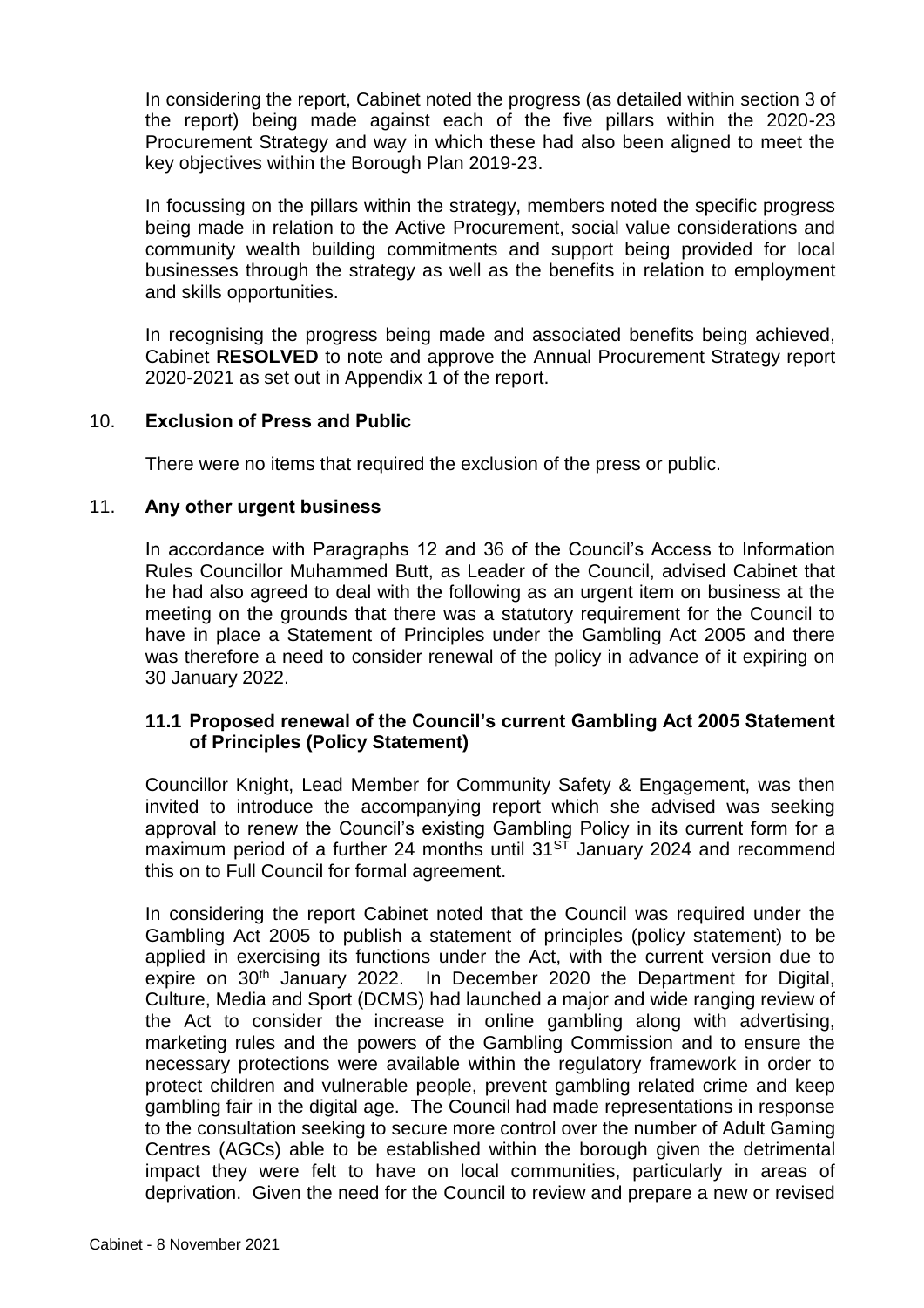In considering the report, Cabinet noted the progress (as detailed within section 3 of the report) being made against each of the five pillars within the 2020-23 Procurement Strategy and way in which these had also been aligned to meet the key objectives within the Borough Plan 2019-23.

In focussing on the pillars within the strategy, members noted the specific progress being made in relation to the Active Procurement, social value considerations and community wealth building commitments and support being provided for local businesses through the strategy as well as the benefits in relation to employment and skills opportunities.

In recognising the progress being made and associated benefits being achieved, Cabinet **RESOLVED** to note and approve the Annual Procurement Strategy report 2020-2021 as set out in Appendix 1 of the report.

## 10. Exclusion of Press and Public

There were no items that required the exclusion of the press or public.

## 11. Any other urgent business

In accordance with Paragraphs 12 and 36 of the Council's Access to Information Rules Councillor Muhammed Butt, as Leader of the Council, advised Cabinet that he had also agreed to deal with the following as an urgent item on business at the meeting on the grounds that there was a statutory requirement for the Council to have in place a Statement of Principles under the Gambling Act 2005 and there was therefore a need to consider renewal of the policy in advance of it expiring on 30 January 2022.

### 11.1 Proposed renewal of the Council's current Gambling Act 2005 Statement of Principles (Policy Statement)

Councillor Knight, Lead Member for Community Safety & Engagement, was then invited to introduce the accompanying report which she advised was seeking approval to renew the Council's existing Gambling Policy in its current form for a maximum period of a further 24 months until 31ST January 2024 and recommend this on to Full Council for formal agreement.

In considering the report Cabinet noted that the Council was required under the Gambling Act 2005 to publish a statement of principles (policy statement) to be applied in exercising its functions under the Act, with the current version due to expire on 30th January 2022. In December 2020 the Department for Digital, Culture, Media and Sport (DCMS) had launched a major and wide ranging review of the Act to consider the increase in online gambling along with advertising, marketing rules and the powers of the Gambling Commission and to ensure the necessary protections were available within the regulatory framework in order to protect children and vulnerable people, prevent gambling related crime and keep gambling fair in the digital age. The Council had made representations in response to the consultation seeking to secure more control over the number of Adult Gaming Centres (AGCs) able to be established within the borough given the detrimental impact they were felt to have on local communities, particularly in areas of deprivation. Given the need for the Council to review and prepare a new or revised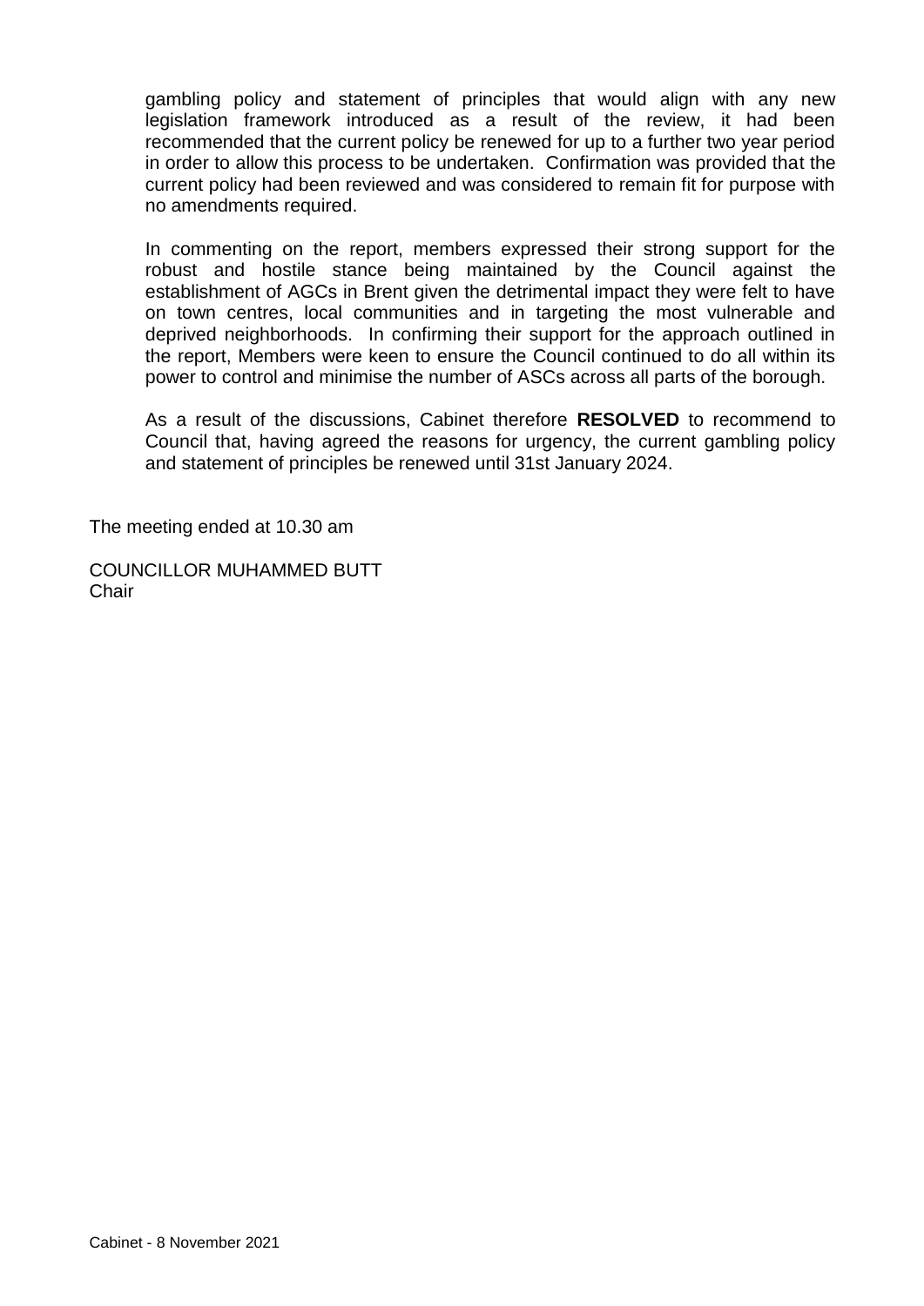gambling policy and statement of principles that would align with any new legislation framework introduced as a result of the review, it had been recommended that the current policy be renewed for up to a further two year period in order to allow this process to be undertaken. Confirmation was provided that the current policy had been reviewed and was considered to remain fit for purpose with no amendments required.

In commenting on the report, members expressed their strong support for the robust and hostile stance being maintained by the Council against the establishment of AGCs in Brent given the detrimental impact they were felt to have on town centres, local communities and in targeting the most vulnerable and deprived neighborhoods. In confirming their support for the approach outlined in the report, Members were keen to ensure the Council continued to do all within its power to control and minimise the number of ASCs across all parts of the borough.

As a result of the discussions, Cabinet therefore **RESOLVED** to recommend to Council that, having agreed the reasons for urgency, the current gambling policy and statement of principles be renewed until 31st January 2024.

The meeting ended at 10.30 am

COUNCILLOR MUHAMMED BUTT
Chair